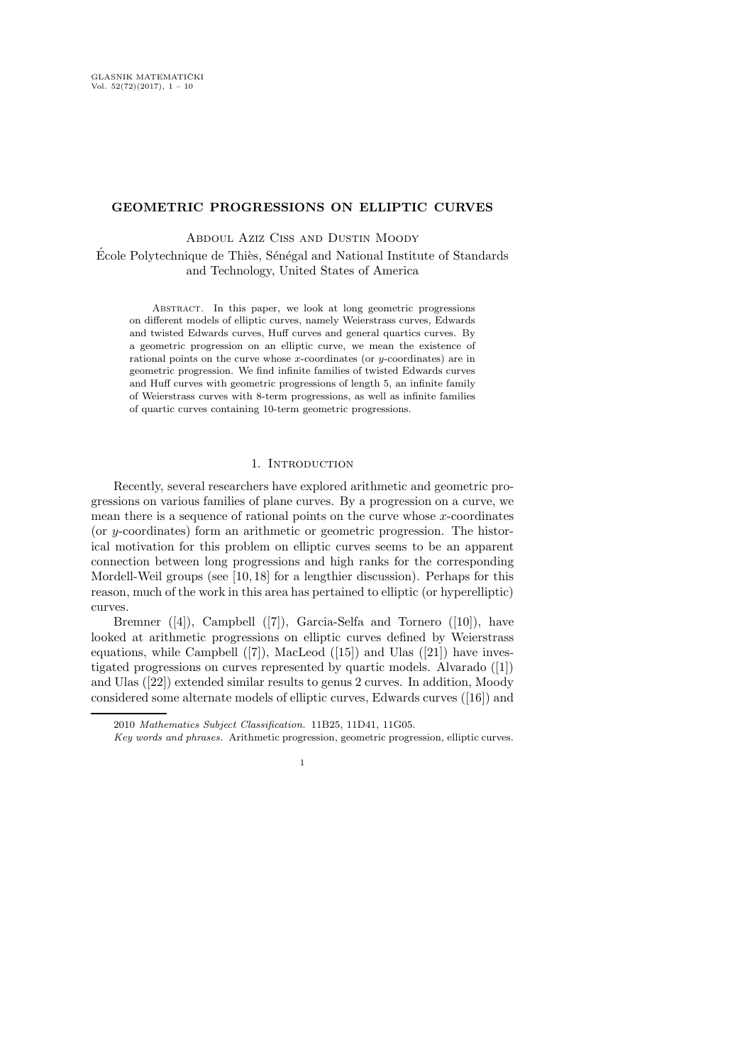# GEOMETRIC PROGRESSIONS ON ELLIPTIC CURVES

Abdoul Aziz Ciss and Dustin Moody

École Polytechnique de Thiès, Sénégal and National Institute of Standards and Technology, United States of America

Abstract. In this paper, we look at long geometric progressions on different models of elliptic curves, namely Weierstrass curves, Edwards and twisted Edwards curves, Huff curves and general quartics curves. By a geometric progression on an elliptic curve, we mean the existence of rational points on the curve whose $x$-coordinates (or $y$-coordinates) are in geometric progression. We find infinite families of twisted Edwards curves and Huff curves with geometric progressions of length 5, an infinite family of Weierstrass curves with 8-term progressions, as well as infinite families of quartic curves containing 10-term geometric progressions.

## 1. Introduction

Recently, several researchers have explored arithmetic and geometric progressions on various families of plane curves. By a progression on a curve, we mean there is a sequence of rational points on the curve whose $x$-coordinates (or $y$-coordinates) form an arithmetic or geometric progression. The historical motivation for this problem on elliptic curves seems to be an apparent connection between long progressions and high ranks for the corresponding Mordell-Weil groups (see [10, 18] for a lengthier discussion). Perhaps for this reason, much of the work in this area has pertained to elliptic (or hyperelliptic) curves.

Bremner ([4]), Campbell ([7]), Garcia-Selfa and Tornero ([10]), have looked at arithmetic progressions on elliptic curves defined by Weierstrass equations, while Campbell ([7]), MacLeod ([15]) and Ulas ([21]) have investigated progressions on curves represented by quartic models. Alvarado ([1]) and Ulas ([22]) extended similar results to genus 2 curves. In addition, Moody considered some alternate models of elliptic curves, Edwards curves ([16]) and

2010 *Mathematics Subject Classification.* 11B25, 11D41, 11G05.

*Key words and phrases.* Arithmetic progression, geometric progression, elliptic curves.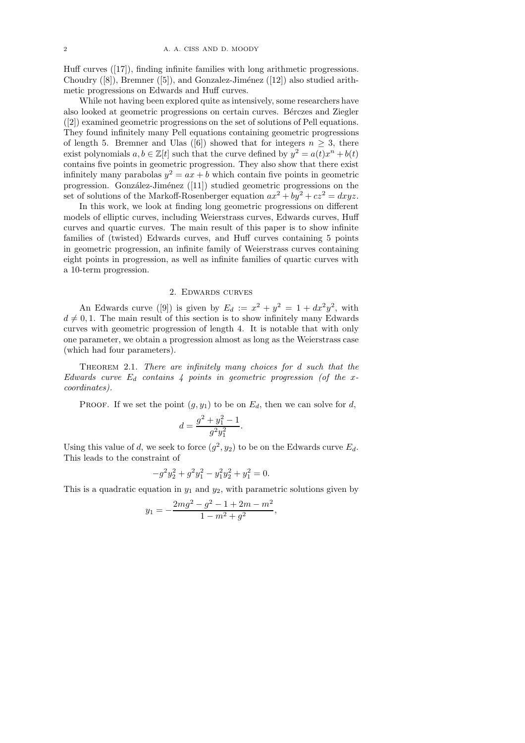Huff curves ([17]), finding infinite families with long arithmetic progressions. Choudry ([8]), Bremner ([5]), and Gonzalez-Jiménez ([12]) also studied arithmetic progressions on Edwards and Huff curves.

While not having been explored quite as intensively, some researchers have also looked at geometric progressions on certain curves. Bérczes and Ziegler ([2]) examined geometric progressions on the set of solutions of Pell equations. They found infinitely many Pell equations containing geometric progressions of length 5. Bremner and Ulas ([6]) showed that for integers $n \geq 3$, there exist polynomials $a, b \in \mathbb{Z}[t]$ such that the curve defined by $y^2 = a(t)x^n + b(t)$ contains five points in geometric progression. They also show that there exist infinitely many parabolas $y^2 = ax + b$ which contain five points in geometric progression. González-Jiménez ([11]) studied geometric progressions on the set of solutions of the Markoff-Rosenberger equation $ax^2 + by^2 + cz^2 = dxyz$.

In this work, we look at finding long geometric progressions on different models of elliptic curves, including Weierstrass curves, Edwards curves, Huff curves and quartic curves. The main result of this paper is to show infinite families of (twisted) Edwards curves, and Huff curves containing 5 points in geometric progression, an infinite family of Weierstrass curves containing eight points in progression, as well as infinite families of quartic curves with a 10-term progression.

## 2. Edwards curves

An Edwards curve ([9]) is given by $E_d := x^2 + y^2 = 1 + dx^2y^2$, with $d \neq 0, 1$. The main result of this section is to show infinitely many Edwards curves with geometric progression of length 4. It is notable that with only one parameter, we obtain a progression almost as long as the Weierstrass case (which had four parameters).

Theorem 2.1. *There are infinitely many choices for $d$ such that the Edwards curve $E_d$ contains 4 points in geometric progression (of the $x$-coordinates).*

Proof. If we set the point $(g, y_1)$ to be on $E_d$, then we can solve for $d$,

$$d = \frac{g^2 + y_1^2 - 1}{g^2 y_1^2}.$$

Using this value of $d$, we seek to force $(g^2, y_2)$ to be on the Edwards curve $E_d$. This leads to the constraint of

$$-g^2y_2^2 + g^2y_1^2 - y_1^2y_2^2 + y_1^2 = 0.$$

This is a quadratic equation in $y_1$ and $y_2$, with parametric solutions given by

$$y_1 = -\frac{2mg^2 - g^2 - 1 + 2m - m^2}{1 - m^2 + g^2},$$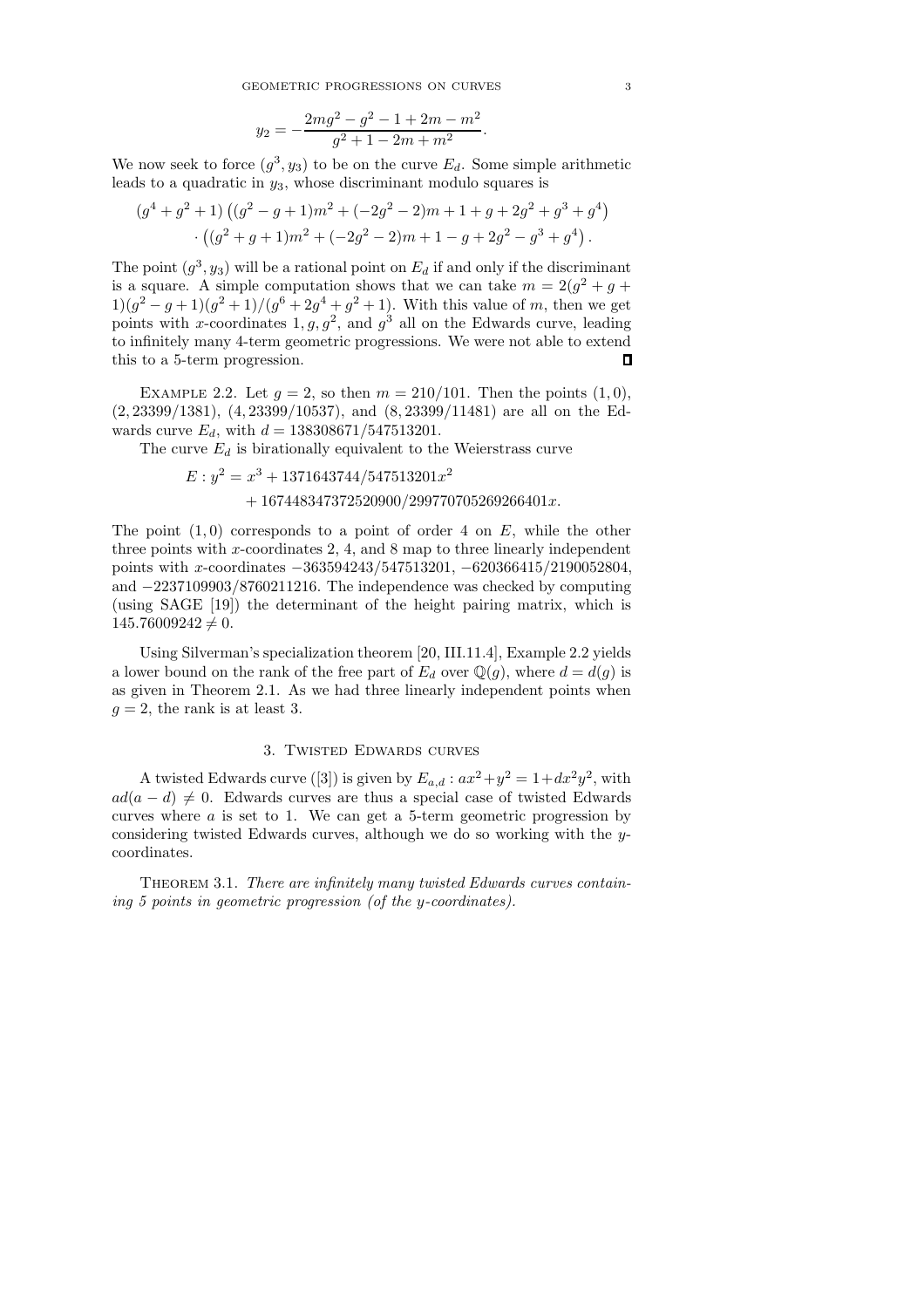$$y_2 = -\frac{2mg^2 - g^2 - 1 + 2m - m^2}{g^2 + 1 - 2m + m^2}.$$

We now seek to force $(g^3, y_3)$ to be on the curve $E_d$. Some simple arithmetic leads to a quadratic in $y_3$, whose discriminant modulo squares is

$$(g^4 + g^2 + 1)\left((g^2 - g + 1)m^2 + (-2g^2 - 2)m + 1 + g + 2g^2 + g^3 + g^4\right)$$
$$\cdot\left((g^2 + g + 1)m^2 + (-2g^2 - 2)m + 1 - g + 2g^2 - g^3 + g^4\right).$$

The point $(g^3, y_3)$ will be a rational point on $E_d$ if and only if the discriminant is a square. A simple computation shows that we can take $m = 2(g^2 + g + 1)(g^2 - g + 1)(g^2 + 1)/(g^6 + 2g^4 + g^2 + 1)$. With this value of $m$, then we get points with $x$-coordinates $1, g, g^2$, and $g^3$ all on the Edwards curve, leading to infinitely many 4-term geometric progressions. We were not able to extend this to a 5-term progression. ∎

Example 2.2. Let $g = 2$, so then $m = 210/101$. Then the points $(1, 0)$, $(2, 23399/1381)$, $(4, 23399/10537)$, and $(8, 23399/11481)$ are all on the Edwards curve $E_d$, with $d = 138308671/547513201$.

The curve $E_d$ is birationally equivalent to the Weierstrass curve

$$E : y^2 = x^3 + 1371643744/547513201x^2$$
$$+ 167448347372520900/299770705269266401x.$$

The point $(1, 0)$ corresponds to a point of order 4 on $E$, while the other three points with $x$-coordinates 2, 4, and 8 map to three linearly independent points with $x$-coordinates $-363594243/547513201$, $-620366415/2190052804$, and $-2237109903/8760211216$. The independence was checked by computing (using SAGE [19]) the determinant of the height pairing matrix, which is $145.76009242 \neq 0$.

Using Silverman's specialization theorem [20, III.11.4], Example 2.2 yields a lower bound on the rank of the free part of $E_d$ over $\mathbb{Q}(g)$, where $d = d(g)$ is as given in Theorem 2.1. As we had three linearly independent points when $g = 2$, the rank is at least 3.

## 3. Twisted Edwards curves

A twisted Edwards curve ([3]) is given by $E_{a,d} : ax^2 + y^2 = 1 + dx^2y^2$, with $ad(a - d) \neq 0$. Edwards curves are thus a special case of twisted Edwards curves where $a$ is set to 1. We can get a 5-term geometric progression by considering twisted Edwards curves, although we do so working with the $y$-coordinates.

Theorem 3.1. *There are infinitely many twisted Edwards curves containing 5 points in geometric progression (of the y-coordinates).*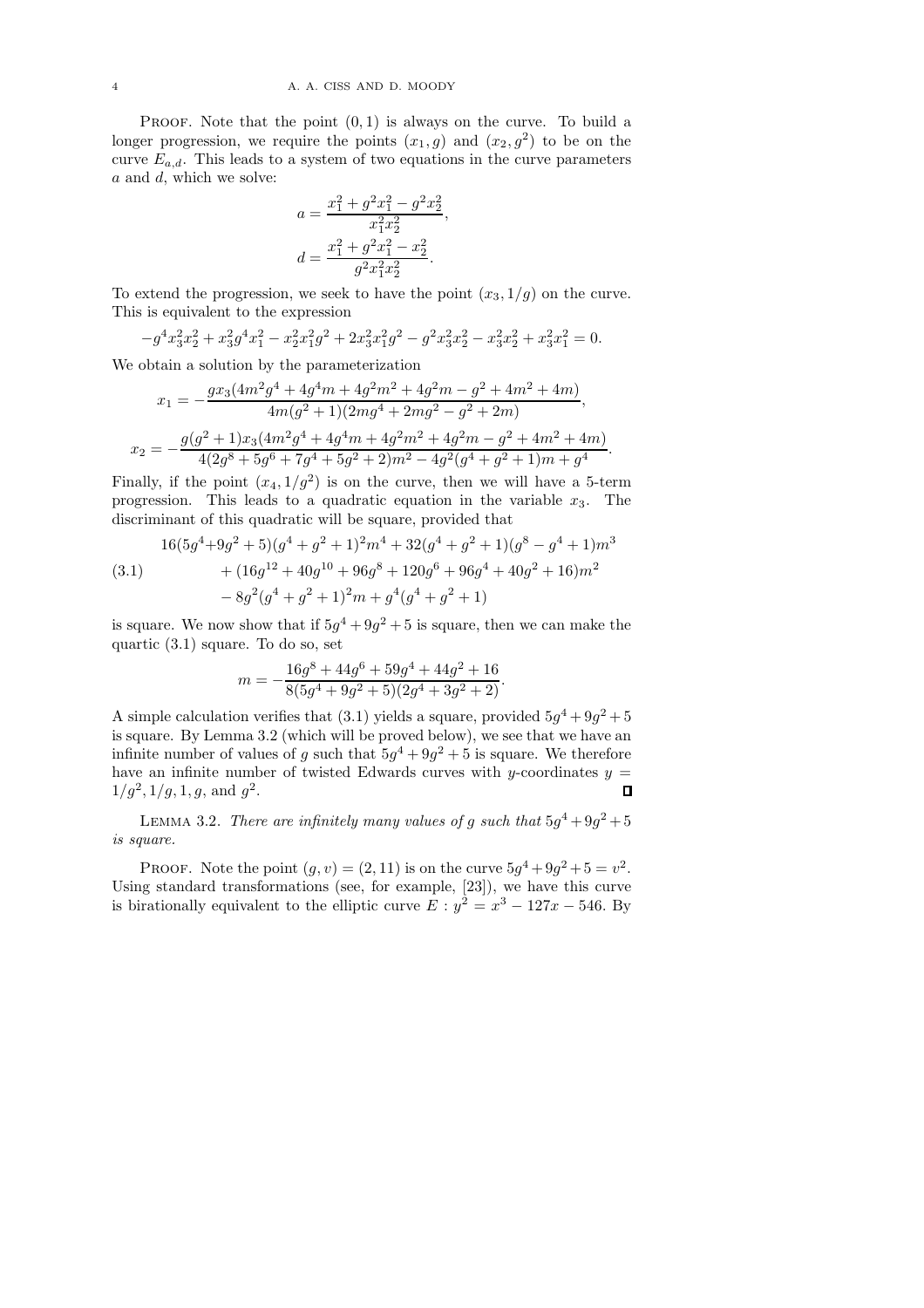PROOF. Note that the point $(0,1)$ is always on the curve. To build a longer progression, we require the points $(x_1, g)$ and $(x_2, g^2)$ to be on the curve $E_{a,d}$. This leads to a system of two equations in the curve parameters $a$ and $d$, which we solve:

$$a = \frac{x_1^2 + g^2 x_1^2 - g^2 x_2^2}{x_1^2 x_2^2},$$
$$d = \frac{x_1^2 + g^2 x_1^2 - x_2^2}{g^2 x_1^2 x_2^2}.$$

To extend the progression, we seek to have the point $(x_3, 1/g)$ on the curve. This is equivalent to the expression

$$-g^4 x_3^2 x_2^2 + x_3^2 g^4 x_1^2 - x_2^2 x_1^2 g^2 + 2x_3^2 x_1^2 g^2 - g^2 x_3^2 x_2^2 - x_3^2 x_2^2 + x_3^2 x_1^2 = 0.$$

We obtain a solution by the parameterization

$$x_1 = -\frac{g x_3 (4m^2 g^4 + 4g^4 m + 4g^2 m^2 + 4g^2 m - g^2 + 4m^2 + 4m)}{4m(g^2+1)(2mg^4 + 2mg^2 - g^2 + 2m)},$$

$$x_2 = -\frac{g(g^2+1) x_3 (4m^2 g^4 + 4g^4 m + 4g^2 m^2 + 4g^2 m - g^2 + 4m^2 + 4m)}{4(2g^8 + 5g^6 + 7g^4 + 5g^2 + 2)m^2 - 4g^2(g^4 + g^2 + 1)m + g^4}.$$

Finally, if the point $(x_4, 1/g^2)$ is on the curve, then we will have a 5-term progression. This leads to a quadratic equation in the variable $x_3$. The discriminant of this quadratic will be square, provided that

$$\begin{aligned}
&16(5g^4+9g^2+5)(g^4+g^2+1)^2 m^4 + 32(g^4+g^2+1)(g^8-g^4+1)m^3 \\
&\quad + (16g^{12} + 40g^{10} + 96g^8 + 120g^6 + 96g^4 + 40g^2 + 16)m^2 \\
&\quad - 8g^2(g^4+g^2+1)^2 m + g^4(g^4+g^2+1)
\end{aligned} \tag{3.1}$$

is square. We now show that if $5g^4 + 9g^2 + 5$ is square, then we can make the quartic (3.1) square. To do so, set

$$m = -\frac{16g^8 + 44g^6 + 59g^4 + 44g^2 + 16}{8(5g^4 + 9g^2 + 5)(2g^4 + 3g^2 + 2)}.$$

A simple calculation verifies that (3.1) yields a square, provided $5g^4 + 9g^2 + 5$ is square. By Lemma 3.2 (which will be proved below), we see that we have an infinite number of values of $g$ such that $5g^4 + 9g^2 + 5$ is square. We therefore have an infinite number of twisted Edwards curves with $y$-coordinates $y = 1/g^2, 1/g, 1, g$, and $g^2$. ∎

LEMMA 3.2. *There are infinitely many values of $g$ such that $5g^4 + 9g^2 + 5$ is square.*

PROOF. Note the point $(g, v) = (2, 11)$ is on the curve $5g^4 + 9g^2 + 5 = v^2$. Using standard transformations (see, for example, [23]), we have this curve is birationally equivalent to the elliptic curve $E : y^2 = x^3 - 127x - 546$. By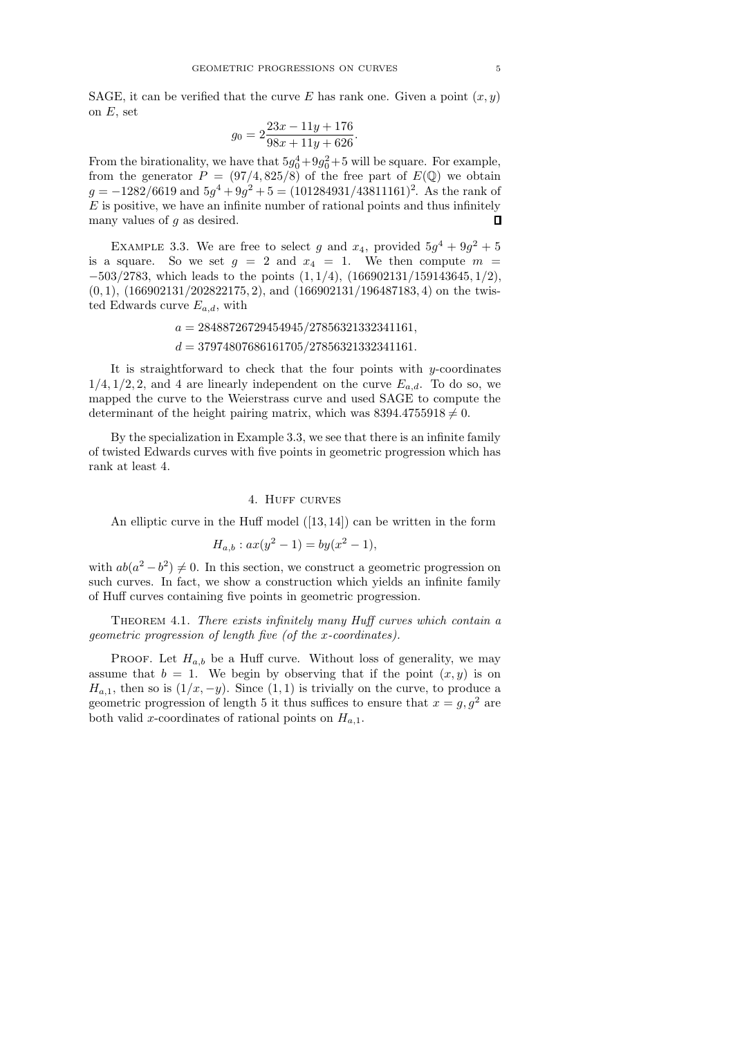SAGE, it can be verified that the curve $E$ has rank one. Given a point $(x, y)$ on $E$, set

$$g_0 = 2\frac{23x - 11y + 176}{98x + 11y + 626}.$$

From the birationality, we have that $5g_0^4 + 9g_0^2 + 5$ will be square. For example, from the generator $P = (97/4, 825/8)$ of the free part of $E(\mathbb{Q})$ we obtain $g = -1282/6619$ and $5g^4 + 9g^2 + 5 = (101284931/43811161)^2$. As the rank of $E$ is positive, we have an infinite number of rational points and thus infinitely many values of $g$ as desired. □

EXAMPLE 3.3. We are free to select $g$ and $x_4$, provided $5g^4 + 9g^2 + 5$ is a square. So we set $g = 2$ and $x_4 = 1$. We then compute $m = -503/2783$, which leads to the points $(1, 1/4)$, $(166902131/159143645, 1/2)$, $(0, 1)$, $(166902131/202822175, 2)$, and $(166902131/196487183, 4)$ on the twisted Edwards curve $E_{a,d}$, with

$$a = 28488726729454945/27856321332341161,$$
$$d = 37974807686161705/27856321332341161.$$

It is straightforward to check that the four points with $y$-coordinates $1/4, 1/2, 2$, and $4$ are linearly independent on the curve $E_{a,d}$. To do so, we mapped the curve to the Weierstrass curve and used SAGE to compute the determinant of the height pairing matrix, which was $8394.4755918 \neq 0$.

By the specialization in Example 3.3, we see that there is an infinite family of twisted Edwards curves with five points in geometric progression which has rank at least 4.

## 4. Huff curves

An elliptic curve in the Huff model ([13, 14]) can be written in the form

$$H_{a,b} : ax(y^2 - 1) = by(x^2 - 1),$$

with $ab(a^2 - b^2) \neq 0$. In this section, we construct a geometric progression on such curves. In fact, we show a construction which yields an infinite family of Huff curves containing five points in geometric progression.

THEOREM 4.1. *There exists infinitely many Huff curves which contain a geometric progression of length five (of the x-coordinates).*

PROOF. Let $H_{a,b}$ be a Huff curve. Without loss of generality, we may assume that $b = 1$. We begin by observing that if the point $(x, y)$ is on $H_{a,1}$, then so is $(1/x, -y)$. Since $(1, 1)$ is trivially on the curve, to produce a geometric progression of length 5 it thus suffices to ensure that $x = g, g^2$ are both valid $x$-coordinates of rational points on $H_{a,1}$.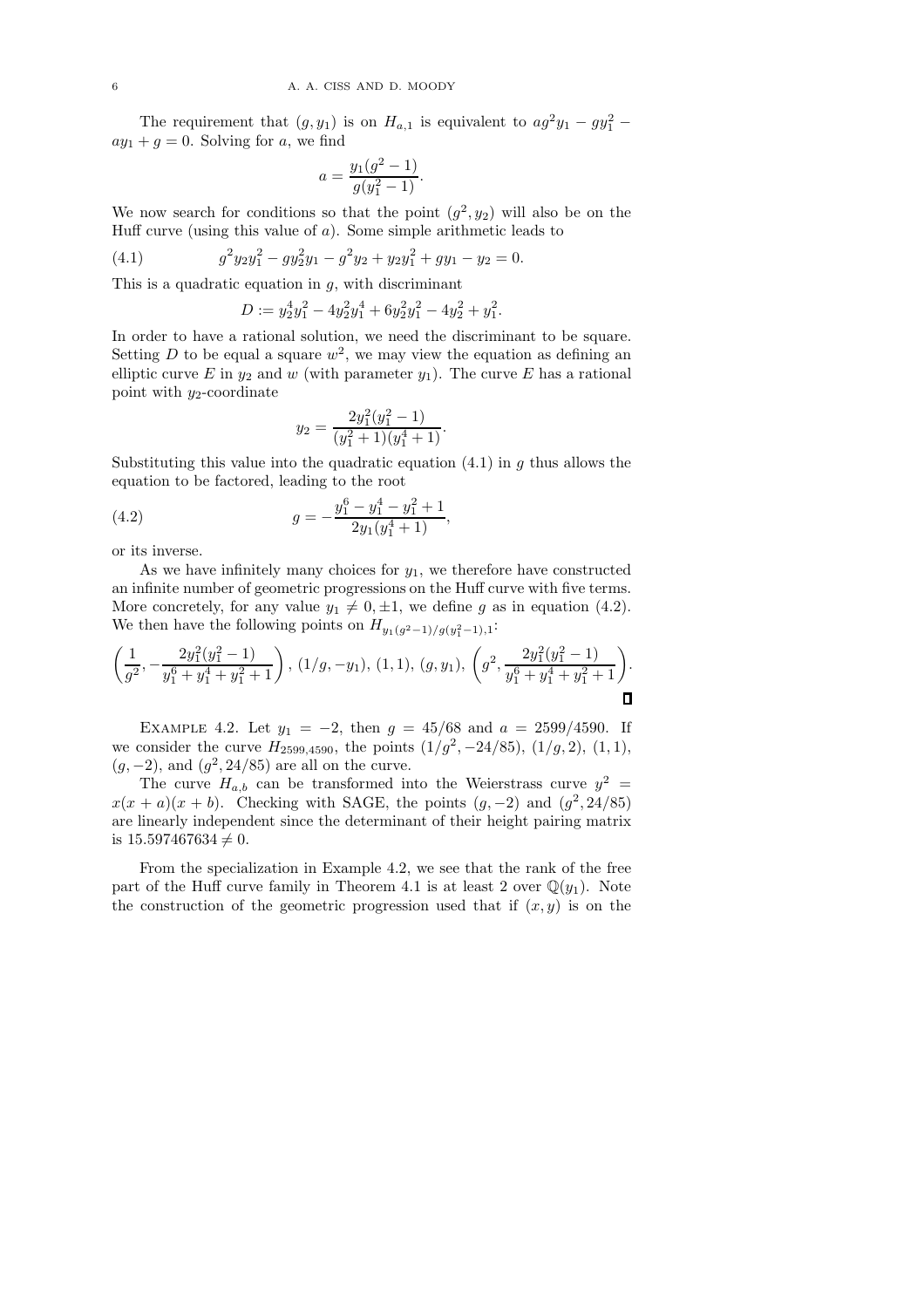The requirement that $(g, y_1)$ is on $H_{a,1}$ is equivalent to $ag^2y_1 - gy_1^2 - ay_1 + g = 0$. Solving for $a$, we find

$$a = \frac{y_1(g^2-1)}{g(y_1^2-1)}.$$

We now search for conditions so that the point $(g^2, y_2)$ will also be on the Huff curve (using this value of $a$). Some simple arithmetic leads to

$$g^2y_2y_1^2 - gy_2^2y_1 - g^2y_2 + y_2y_1^2 + gy_1 - y_2 = 0. \tag{4.1}$$

This is a quadratic equation in $g$, with discriminant

$$D := y_2^4y_1^2 - 4y_2^2y_1^4 + 6y_2^2y_1^2 - 4y_2^2 + y_1^2.$$

In order to have a rational solution, we need the discriminant to be square. Setting $D$ to be equal a square $w^2$, we may view the equation as defining an elliptic curve $E$ in $y_2$ and $w$ (with parameter $y_1$). The curve $E$ has a rational point with $y_2$-coordinate

$$y_2 = \frac{2y_1^2(y_1^2-1)}{(y_1^2+1)(y_1^4+1)}.$$

Substituting this value into the quadratic equation (4.1) in $g$ thus allows the equation to be factored, leading to the root

$$g = -\frac{y_1^6 - y_1^4 - y_1^2 + 1}{2y_1(y_1^4+1)}, \tag{4.2}$$

or its inverse.

As we have infinitely many choices for $y_1$, we therefore have constructed an infinite number of geometric progressions on the Huff curve with five terms. More concretely, for any value $y_1 \neq 0, \pm 1$, we define $g$ as in equation (4.2). We then have the following points on $H_{y_1(g^2-1)/g(y_1^2-1),1}$:

$$\left(\frac{1}{g^2}, -\frac{2y_1^2(y_1^2-1)}{y_1^6+y_1^4+y_1^2+1}\right),\ (1/g, -y_1),\ (1,1),\ (g, y_1),\ \left(g^2, \frac{2y_1^2(y_1^2-1)}{y_1^6+y_1^4+y_1^2+1}\right).$$

∎

Example 4.2. Let $y_1 = -2$, then $g = 45/68$ and $a = 2599/4590$. If we consider the curve $H_{2599,4590}$, the points $(1/g^2, -24/85)$, $(1/g, 2)$, $(1,1)$, $(g, -2)$, and $(g^2, 24/85)$ are all on the curve.

The curve $H_{a,b}$ can be transformed into the Weierstrass curve $y^2 = x(x+a)(x+b)$. Checking with SAGE, the points $(g, -2)$ and $(g^2, 24/85)$ are linearly independent since the determinant of their height pairing matrix is $15.597467634 \neq 0$.

From the specialization in Example 4.2, we see that the rank of the free part of the Huff curve family in Theorem 4.1 is at least 2 over $\mathbb{Q}(y_1)$. Note the construction of the geometric progression used that if $(x, y)$ is on the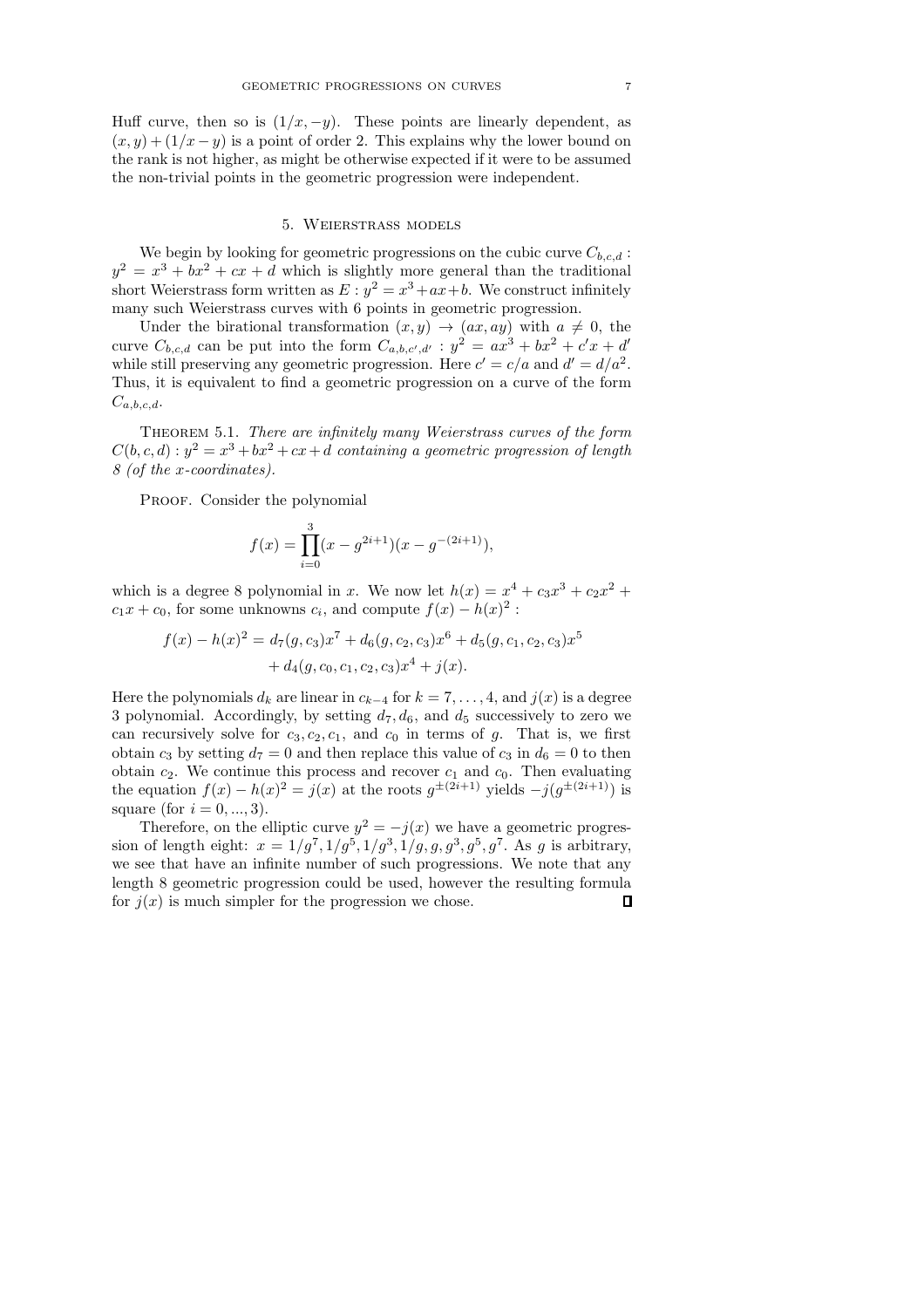Huff curve, then so is $(1/x, -y)$. These points are linearly dependent, as $(x, y) + (1/x - y)$ is a point of order 2. This explains why the lower bound on the rank is not higher, as might be otherwise expected if it were to be assumed the non-trivial points in the geometric progression were independent.

## 5. Weierstrass models

We begin by looking for geometric progressions on the cubic curve $C_{b,c,d}$ : $y^2 = x^3 + bx^2 + cx + d$ which is slightly more general than the traditional short Weierstrass form written as $E : y^2 = x^3 + ax + b$. We construct infinitely many such Weierstrass curves with 6 points in geometric progression.

Under the birational transformation $(x, y) \to (ax, ay)$ with $a \neq 0$, the curve $C_{b,c,d}$ can be put into the form $C_{a,b,c',d'}$ : $y^2 = ax^3 + bx^2 + c'x + d'$ while still preserving any geometric progression. Here $c' = c/a$ and $d' = d/a^2$. Thus, it is equivalent to find a geometric progression on a curve of the form $C_{a,b,c,d}$.

Theorem 5.1. *There are infinitely many Weierstrass curves of the form* $C(b, c, d) : y^2 = x^3 + bx^2 + cx + d$ *containing a geometric progression of length 8 (of the x-coordinates).*

Proof. Consider the polynomial

$$f(x) = \prod_{i=0}^{3} (x - g^{2i+1})(x - g^{-(2i+1)}),$$

which is a degree 8 polynomial in $x$. We now let $h(x) = x^4 + c_3x^3 + c_2x^2 + c_1x + c_0$, for some unknowns $c_i$, and compute $f(x) - h(x)^2$ :

$$f(x) - h(x)^2 = d_7(g, c_3)x^7 + d_6(g, c_2, c_3)x^6 + d_5(g, c_1, c_2, c_3)x^5 + d_4(g, c_0, c_1, c_2, c_3)x^4 + j(x).$$

Here the polynomials $d_k$ are linear in $c_{k-4}$ for $k = 7, \ldots, 4$, and $j(x)$ is a degree 3 polynomial. Accordingly, by setting $d_7, d_6$, and $d_5$ successively to zero we can recursively solve for $c_3, c_2, c_1$, and $c_0$ in terms of $g$. That is, we first obtain $c_3$ by setting $d_7 = 0$ and then replace this value of $c_3$ in $d_6 = 0$ to then obtain $c_2$. We continue this process and recover $c_1$ and $c_0$. Then evaluating the equation $f(x) - h(x)^2 = j(x)$ at the roots $g^{\pm(2i+1)}$ yields $-j(g^{\pm(2i+1)})$ is square (for $i = 0, ..., 3$).

Therefore, on the elliptic curve $y^2 = -j(x)$ we have a geometric progression of length eight: $x = 1/g^7, 1/g^5, 1/g^3, 1/g, g, g^3, g^5, g^7$. As $g$ is arbitrary, we see that have an infinite number of such progressions. We note that any length 8 geometric progression could be used, however the resulting formula for $j(x)$ is much simpler for the progression we chose. ∎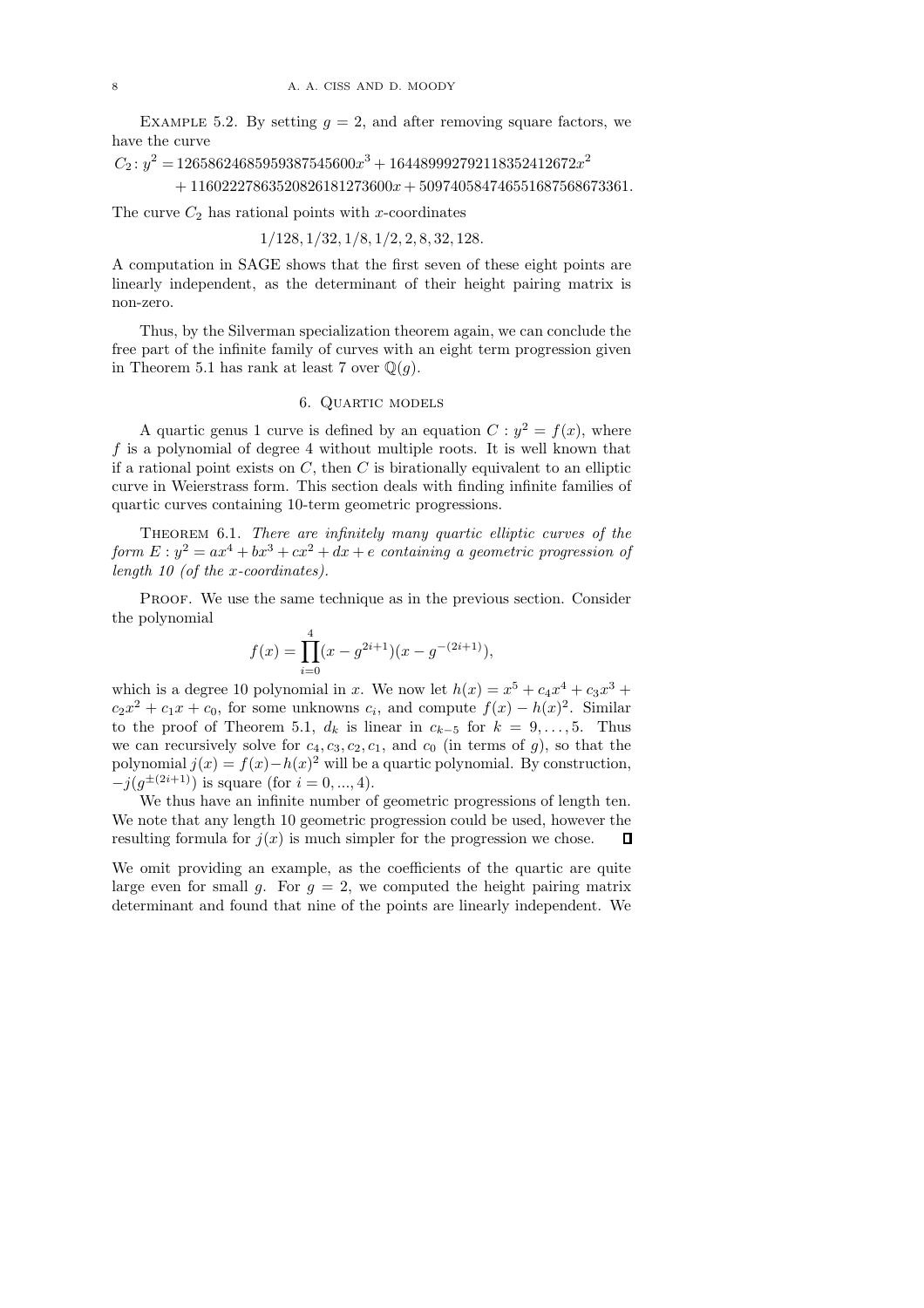Example 5.2. By setting $g = 2$, and after removing square factors, we have the curve

$$C_2 \colon y^2 = 1265862468595938754560 0x^3 + 164489992792118352412672x^2$$
$$+ 1160222786352082618127360 0x + 5097405847465516875686733 61.$$

The curve $C_2$ has rational points with $x$-coordinates

$$1/128, 1/32, 1/8, 1/2, 2, 8, 32, 128.$$

A computation in SAGE shows that the first seven of these eight points are linearly independent, as the determinant of their height pairing matrix is non-zero.

Thus, by the Silverman specialization theorem again, we can conclude the free part of the infinite family of curves with an eight term progression given in Theorem 5.1 has rank at least 7 over $\mathbb{Q}(g)$.

## 6. Quartic models

A quartic genus 1 curve is defined by an equation $C : y^2 = f(x)$, where $f$ is a polynomial of degree 4 without multiple roots. It is well known that if a rational point exists on $C$, then $C$ is birationally equivalent to an elliptic curve in Weierstrass form. This section deals with finding infinite families of quartic curves containing 10-term geometric progressions.

Theorem 6.1. *There are infinitely many quartic elliptic curves of the form $E : y^2 = ax^4 + bx^3 + cx^2 + dx + e$ containing a geometric progression of length 10 (of the x-coordinates).*

Proof. We use the same technique as in the previous section. Consider the polynomial

$$f(x) = \prod_{i=0}^{4} (x - g^{2i+1})(x - g^{-(2i+1)}),$$

which is a degree 10 polynomial in $x$. We now let $h(x) = x^5 + c_4x^4 + c_3x^3 + c_2x^2 + c_1x + c_0$, for some unknowns $c_i$, and compute $f(x) - h(x)^2$. Similar to the proof of Theorem 5.1, $d_k$ is linear in $c_{k-5}$ for $k = 9, \ldots, 5$. Thus we can recursively solve for $c_4, c_3, c_2, c_1$, and $c_0$ (in terms of $g$), so that the polynomial $j(x) = f(x) - h(x)^2$ will be a quartic polynomial. By construction, $-j(g^{\pm(2i+1)})$ is square (for $i = 0, ..., 4$).

We thus have an infinite number of geometric progressions of length ten. We note that any length 10 geometric progression could be used, however the resulting formula for $j(x)$ is much simpler for the progression we chose. ∎

We omit providing an example, as the coefficients of the quartic are quite large even for small $g$. For $g = 2$, we computed the height pairing matrix determinant and found that nine of the points are linearly independent. We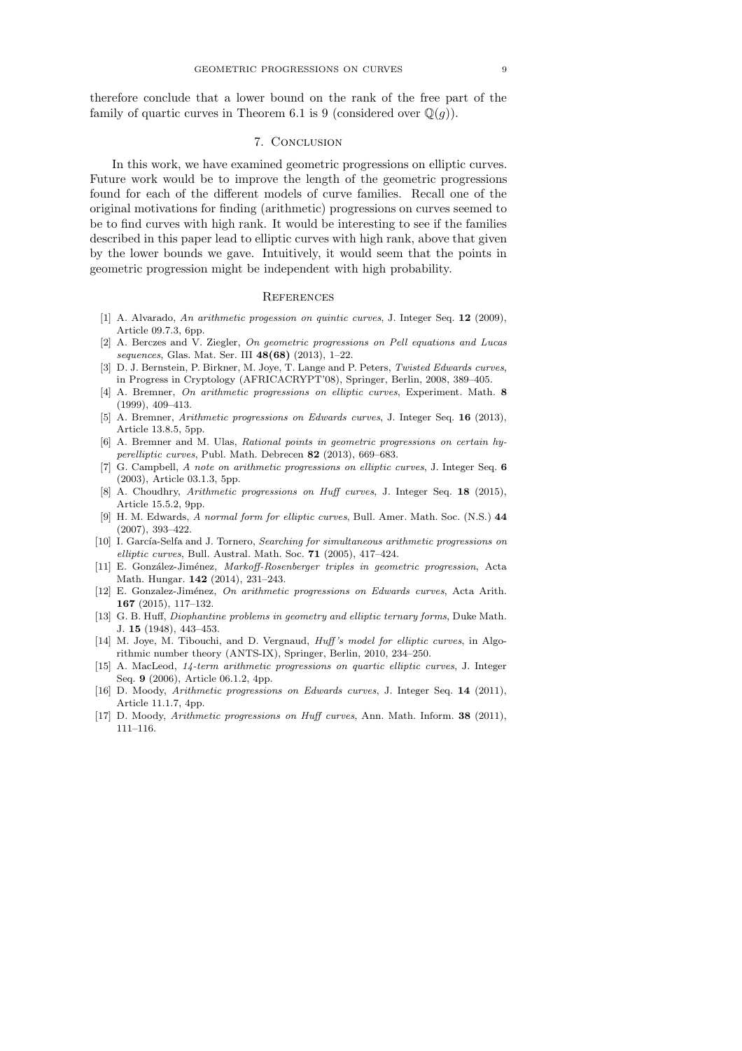therefore conclude that a lower bound on the rank of the free part of the family of quartic curves in Theorem 6.1 is 9 (considered over $\mathbb{Q}(g)$).

## 7. Conclusion

In this work, we have examined geometric progressions on elliptic curves. Future work would be to improve the length of the geometric progressions found for each of the different models of curve families. Recall one of the original motivations for finding (arithmetic) progressions on curves seemed to be to find curves with high rank. It would be interesting to see if the families described in this paper lead to elliptic curves with high rank, above that given by the lower bounds we gave. Intuitively, it would seem that the points in geometric progression might be independent with high probability.

## References

[1] A. Alvarado, *An arithmetic progession on quintic curves*, J. Integer Seq. **12** (2009), Article 09.7.3, 6pp.

[2] A. Berczes and V. Ziegler, *On geometric progressions on Pell equations and Lucas sequences*, Glas. Mat. Ser. III **48(68)** (2013), 1–22.

[3] D. J. Bernstein, P. Birkner, M. Joye, T. Lange and P. Peters, *Twisted Edwards curves*, in Progress in Cryptology (AFRICACRYPT'08), Springer, Berlin, 2008, 389–405.

[4] A. Bremner, *On arithmetic progressions on elliptic curves*, Experiment. Math. **8** (1999), 409–413.

[5] A. Bremner, *Arithmetic progressions on Edwards curves*, J. Integer Seq. **16** (2013), Article 13.8.5, 5pp.

[6] A. Bremner and M. Ulas, *Rational points in geometric progressions on certain hyperelliptic curves*, Publ. Math. Debrecen **82** (2013), 669–683.

[7] G. Campbell, *A note on arithmetic progressions on elliptic curves*, J. Integer Seq. **6** (2003), Article 03.1.3, 5pp.

[8] A. Choudhry, *Arithmetic progressions on Huff curves*, J. Integer Seq. **18** (2015), Article 15.5.2, 9pp.

[9] H. M. Edwards, *A normal form for elliptic curves*, Bull. Amer. Math. Soc. (N.S.) **44** (2007), 393–422.

[10] I. García-Selfa and J. Tornero, *Searching for simultaneous arithmetic progressions on elliptic curves*, Bull. Austral. Math. Soc. **71** (2005), 417–424.

[11] E. González-Jiménez, *Markoff-Rosenberger triples in geometric progression*, Acta Math. Hungar. **142** (2014), 231–243.

[12] E. Gonzalez-Jiménez, *On arithmetic progressions on Edwards curves*, Acta Arith. **167** (2015), 117–132.

[13] G. B. Huff, *Diophantine problems in geometry and elliptic ternary forms*, Duke Math. J. **15** (1948), 443–453.

[14] M. Joye, M. Tibouchi, and D. Vergnaud, *Huff's model for elliptic curves*, in Algorithmic number theory (ANTS-IX), Springer, Berlin, 2010, 234–250.

[15] A. MacLeod, *14-term arithmetic progressions on quartic elliptic curves*, J. Integer Seq. **9** (2006), Article 06.1.2, 4pp.

[16] D. Moody, *Arithmetic progressions on Edwards curves*, J. Integer Seq. **14** (2011), Article 11.1.7, 4pp.

[17] D. Moody, *Arithmetic progressions on Huff curves*, Ann. Math. Inform. **38** (2011), 111–116.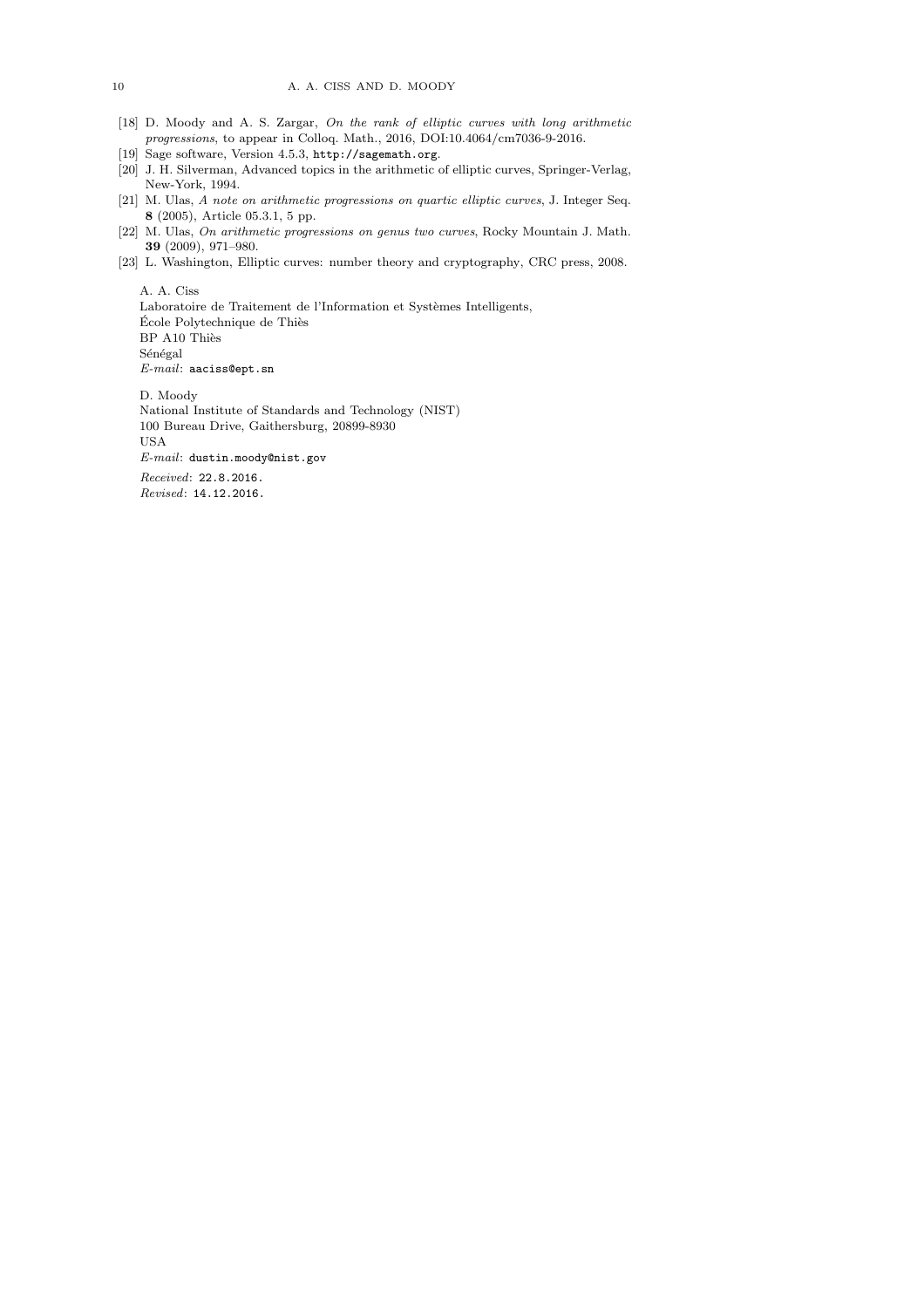[18] D. Moody and A. S. Zargar, *On the rank of elliptic curves with long arithmetic progressions*, to appear in Colloq. Math., 2016, DOI:10.4064/cm7036-9-2016.

[19] Sage software, Version 4.5.3, `http://sagemath.org`.

[20] J. H. Silverman, Advanced topics in the arithmetic of elliptic curves, Springer-Verlag, New-York, 1994.

[21] M. Ulas, *A note on arithmetic progressions on quartic elliptic curves*, J. Integer Seq. **8** (2005), Article 05.3.1, 5 pp.

[22] M. Ulas, *On arithmetic progressions on genus two curves*, Rocky Mountain J. Math. **39** (2009), 971–980.

[23] L. Washington, Elliptic curves: number theory and cryptography, CRC press, 2008.

A. A. Ciss
Laboratoire de Traitement de l'Information et Systèmes Intelligents,
École Polytechnique de Thiès
BP A10 Thiès
Sénégal
*E-mail*: `aaciss@ept.sn`

D. Moody
National Institute of Standards and Technology (NIST)
100 Bureau Drive, Gaithersburg, 20899-8930
USA
*E-mail*: `dustin.moody@nist.gov`

*Received*: 22.8.2016.
*Revised*: 14.12.2016.